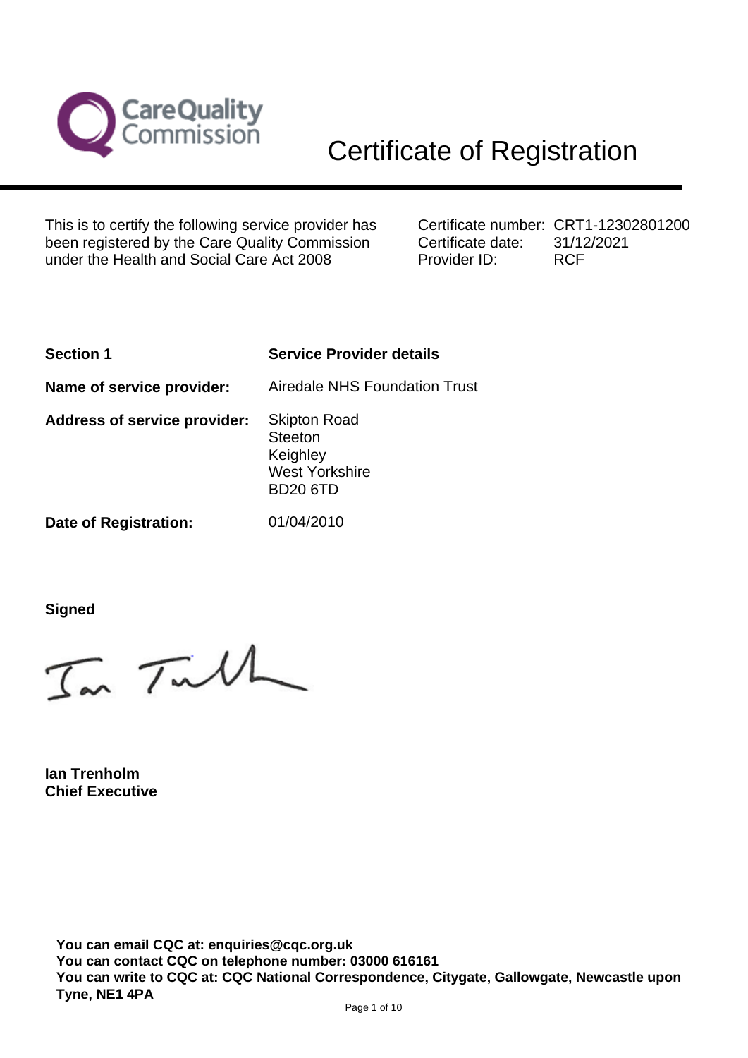# Certificate of Registration

This is to certify the following service provider has been registered by the Care Quality Commission under the Health and Social Care Act 2008

Certificate number: CRT1-12302801200
Certificate date: 31/12/2021
Provider ID: RCF

| **Section 1** | **Service Provider details** |
|---|---|
| **Name of service provider:** | Airedale NHS Foundation Trust |
| **Address of service provider:** | Skipton Road<br>Steeton<br>Keighley<br>West Yorkshire<br>BD20 6TD |
| **Date of Registration:** | 01/04/2010 |

**Signed**

**Ian Trenholm**
**Chief Executive**

**You can email CQC at: enquiries@cqc.org.uk**
**You can contact CQC on telephone number: 03000 616161**
**You can write to CQC at: CQC National Correspondence, Citygate, Gallowgate, Newcastle upon Tyne, NE1 4PA**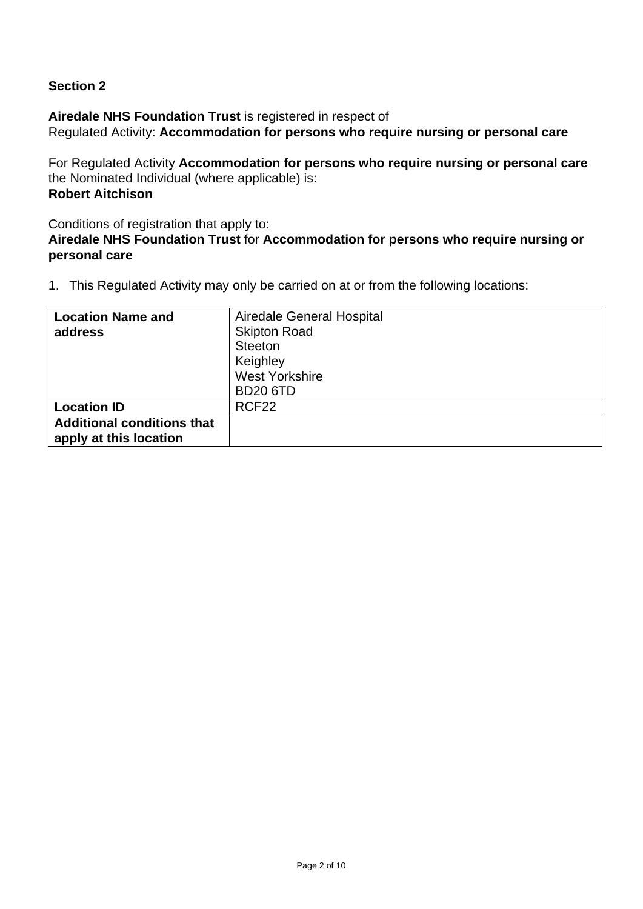**Section 2**

**Airedale NHS Foundation Trust** is registered in respect of
Regulated Activity: **Accommodation for persons who require nursing or personal care**

For Regulated Activity **Accommodation for persons who require nursing or personal care** the Nominated Individual (where applicable) is:
**Robert Aitchison**

Conditions of registration that apply to:
**Airedale NHS Foundation Trust** for **Accommodation for persons who require nursing or personal care**

1. This Regulated Activity may only be carried on at or from the following locations:

| **Location Name and address** | Airedale General Hospital<br>Skipton Road<br>Steeton<br>Keighley<br>West Yorkshire<br>BD20 6TD |
|---|---|
| **Location ID** | RCF22 |
| **Additional conditions that apply at this location** | |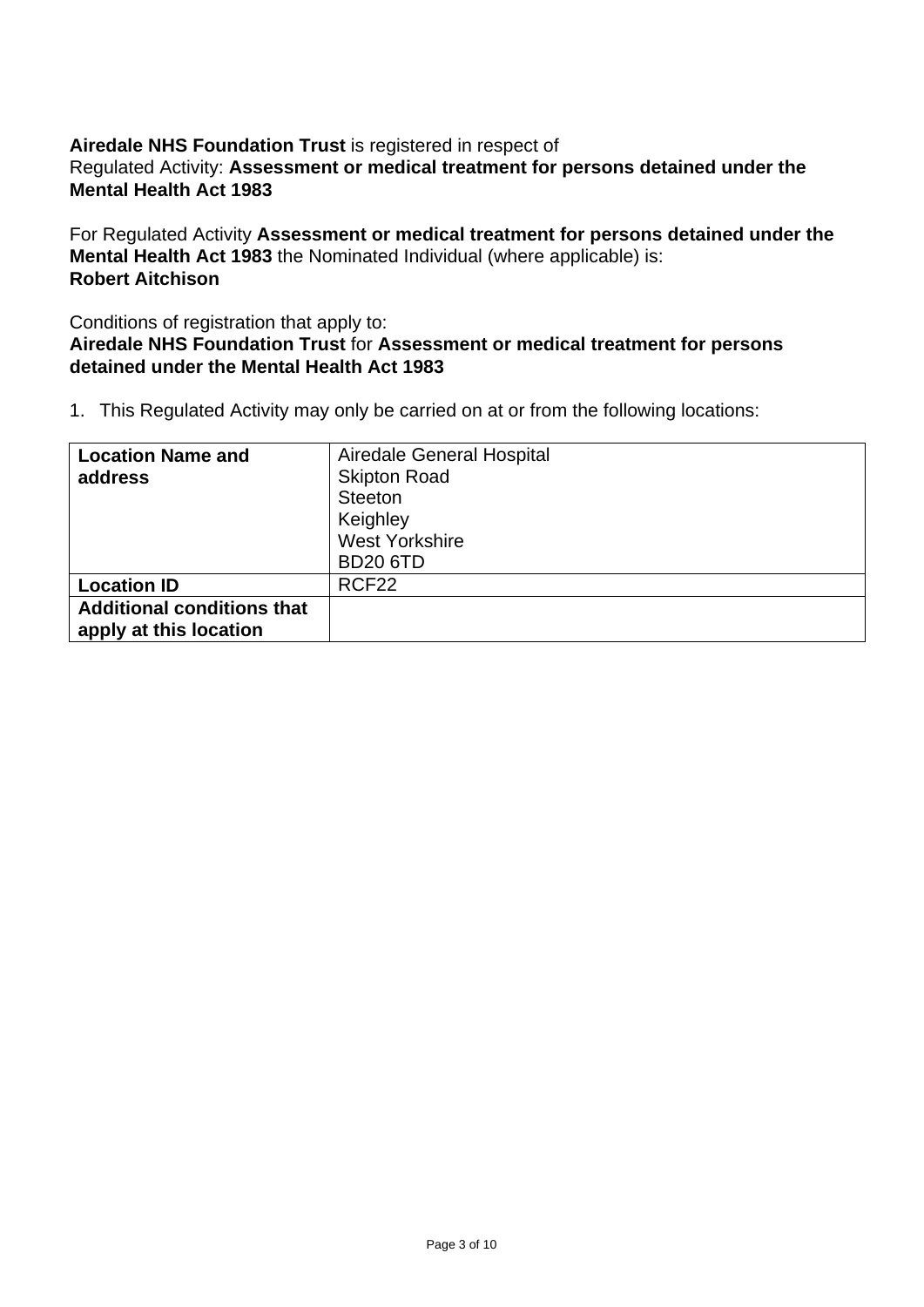**Airedale NHS Foundation Trust** is registered in respect of
Regulated Activity: **Assessment or medical treatment for persons detained under the Mental Health Act 1983**

For Regulated Activity **Assessment or medical treatment for persons detained under the Mental Health Act 1983** the Nominated Individual (where applicable) is:
**Robert Aitchison**

Conditions of registration that apply to:
**Airedale NHS Foundation Trust** for **Assessment or medical treatment for persons detained under the Mental Health Act 1983**

1. This Regulated Activity may only be carried on at or from the following locations:

| **Location Name and address** | Airedale General Hospital<br>Skipton Road<br>Steeton<br>Keighley<br>West Yorkshire<br>BD20 6TD |
|---|---|
| **Location ID** | RCF22 |
| **Additional conditions that apply at this location** | |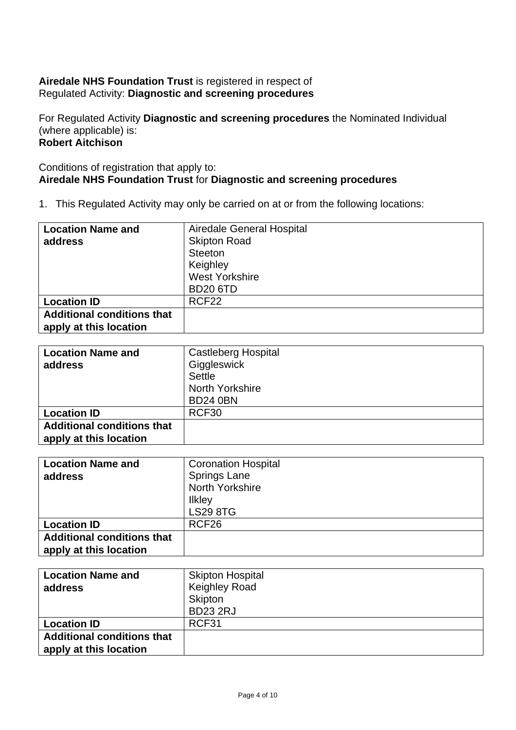**Airedale NHS Foundation Trust** is registered in respect of
Regulated Activity: **Diagnostic and screening procedures**

For Regulated Activity **Diagnostic and screening procedures** the Nominated Individual (where applicable) is:
**Robert Aitchison**

Conditions of registration that apply to:
**Airedale NHS Foundation Trust** for **Diagnostic and screening procedures**

1. This Regulated Activity may only be carried on at or from the following locations:

| **Location Name and address** | Airedale General Hospital<br>Skipton Road<br>Steeton<br>Keighley<br>West Yorkshire<br>BD20 6TD |
|---|---|
| **Location ID** | RCF22 |
| **Additional conditions that apply at this location** | |

| **Location Name and address** | Castleberg Hospital<br>Giggleswick<br>Settle<br>North Yorkshire<br>BD24 0BN |
|---|---|
| **Location ID** | RCF30 |
| **Additional conditions that apply at this location** | |

| **Location Name and address** | Coronation Hospital<br>Springs Lane<br>North Yorkshire<br>Ilkley<br>LS29 8TG |
|---|---|
| **Location ID** | RCF26 |
| **Additional conditions that apply at this location** | |

| **Location Name and address** | Skipton Hospital<br>Keighley Road<br>Skipton<br>BD23 2RJ |
|---|---|
| **Location ID** | RCF31 |
| **Additional conditions that apply at this location** | |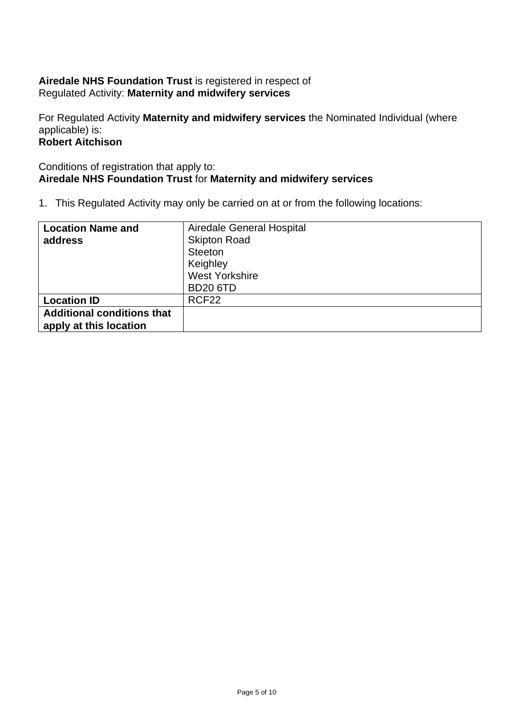**Airedale NHS Foundation Trust** is registered in respect of
Regulated Activity: **Maternity and midwifery services**

For Regulated Activity **Maternity and midwifery services** the Nominated Individual (where applicable) is:
**Robert Aitchison**

Conditions of registration that apply to:
**Airedale NHS Foundation Trust** for **Maternity and midwifery services**

1. This Regulated Activity may only be carried on at or from the following locations:

| **Location Name and address** | Airedale General Hospital<br>Skipton Road<br>Steeton<br>Keighley<br>West Yorkshire<br>BD20 6TD |
|---|---|
| **Location ID** | RCF22 |
| **Additional conditions that apply at this location** | |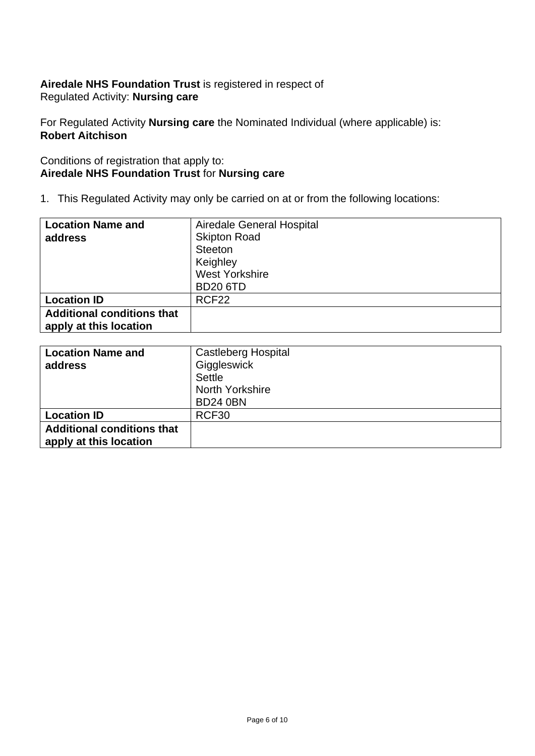**Airedale NHS Foundation Trust** is registered in respect of
Regulated Activity: **Nursing care**

For Regulated Activity **Nursing care** the Nominated Individual (where applicable) is:
**Robert Aitchison**

Conditions of registration that apply to:
**Airedale NHS Foundation Trust** for **Nursing care**

1. This Regulated Activity may only be carried on at or from the following locations:

| **Location Name and address** | Airedale General Hospital<br>Skipton Road<br>Steeton<br>Keighley<br>West Yorkshire<br>BD20 6TD |
|---|---|
| **Location ID** | RCF22 |
| **Additional conditions that apply at this location** | |

| **Location Name and address** | Castleberg Hospital<br>Giggleswick<br>Settle<br>North Yorkshire<br>BD24 0BN |
|---|---|
| **Location ID** | RCF30 |
| **Additional conditions that apply at this location** | |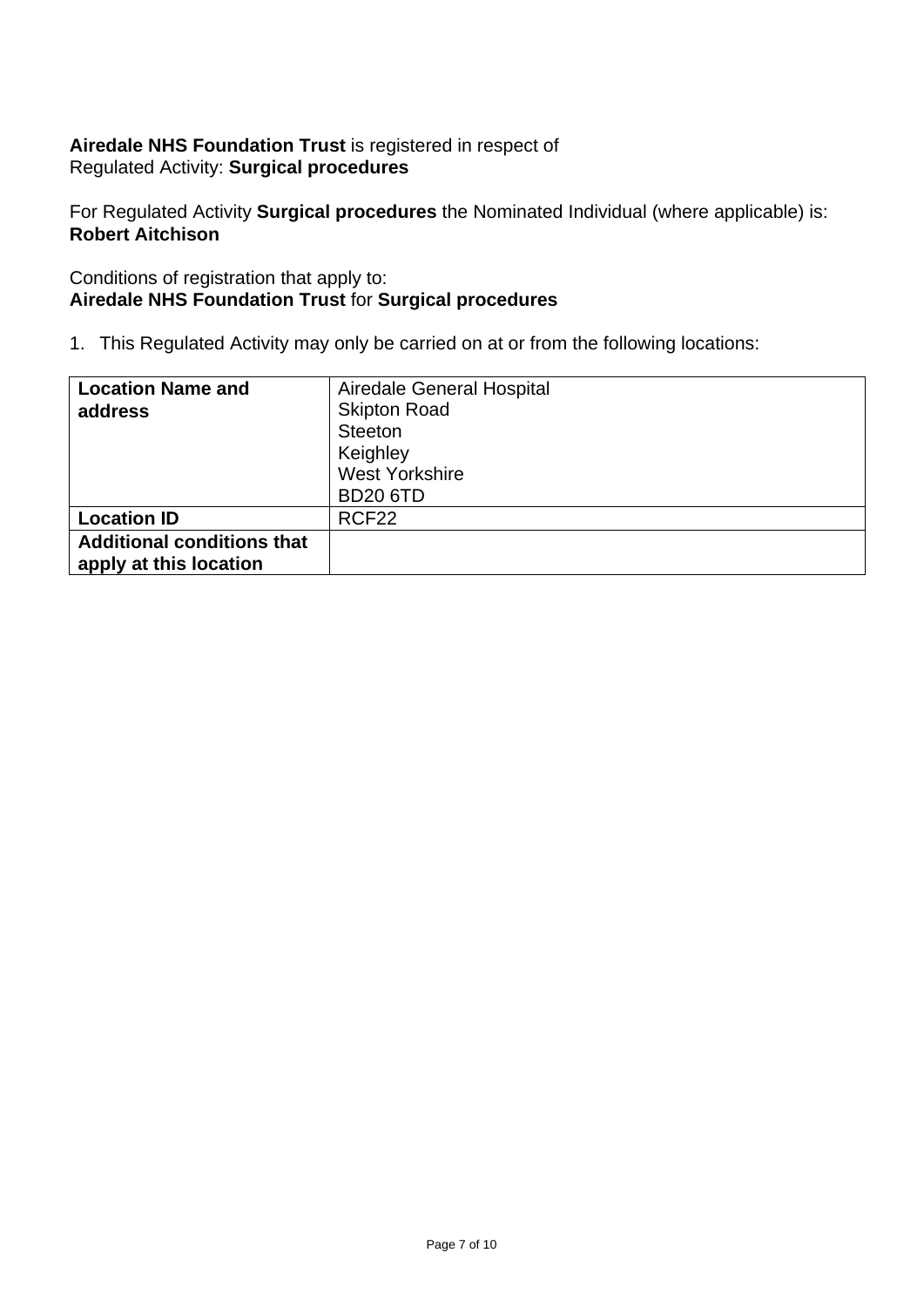**Airedale NHS Foundation Trust** is registered in respect of
Regulated Activity: **Surgical procedures**

For Regulated Activity **Surgical procedures** the Nominated Individual (where applicable) is:
**Robert Aitchison**

Conditions of registration that apply to:
**Airedale NHS Foundation Trust** for **Surgical procedures**

1. This Regulated Activity may only be carried on at or from the following locations:

| **Location Name and address** | Airedale General Hospital<br>Skipton Road<br>Steeton<br>Keighley<br>West Yorkshire<br>BD20 6TD |
|---|---|
| **Location ID** | RCF22 |
| **Additional conditions that apply at this location** | |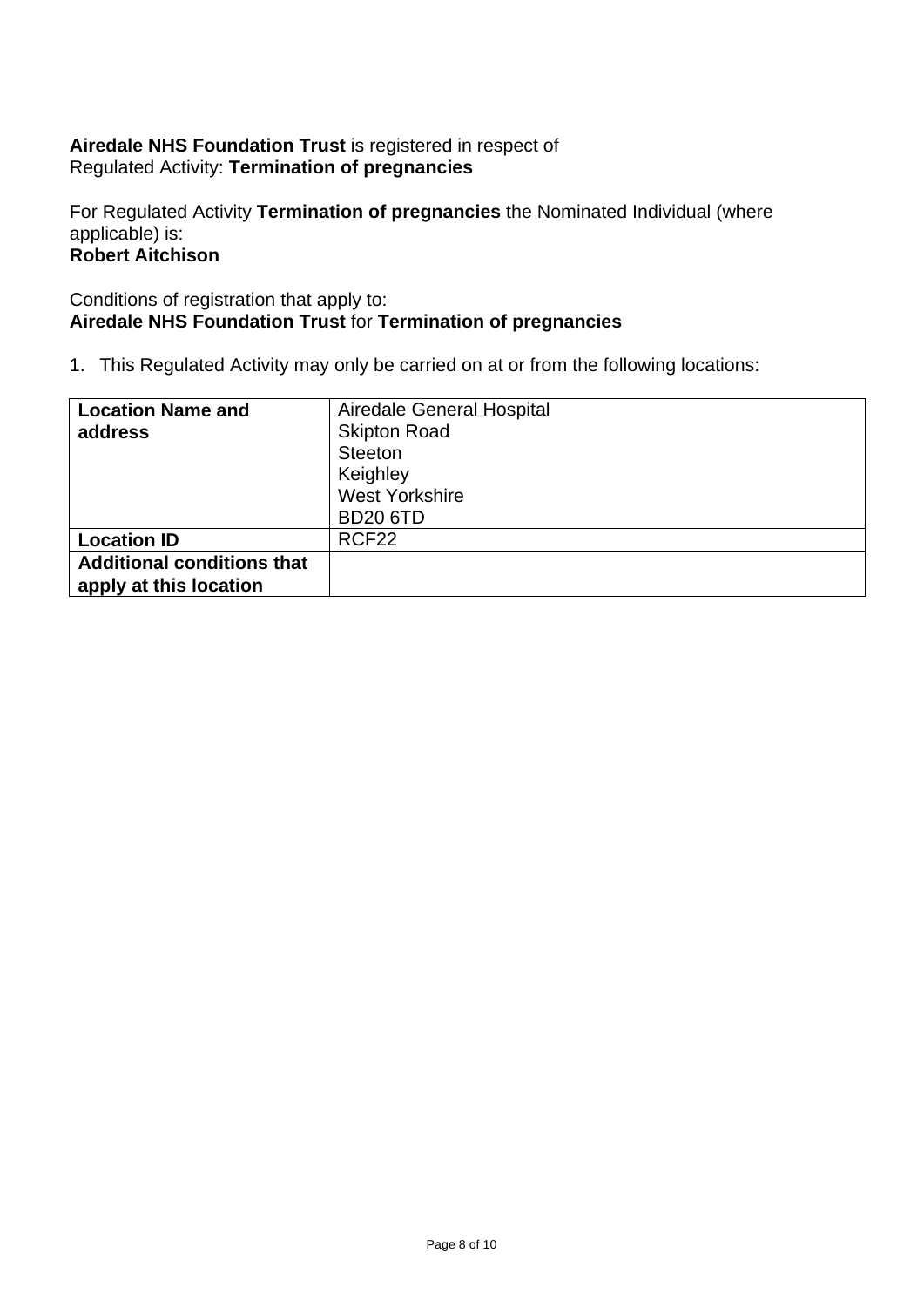**Airedale NHS Foundation Trust** is registered in respect of
Regulated Activity: **Termination of pregnancies**

For Regulated Activity **Termination of pregnancies** the Nominated Individual (where applicable) is:
**Robert Aitchison**

Conditions of registration that apply to:
**Airedale NHS Foundation Trust** for **Termination of pregnancies**

1. This Regulated Activity may only be carried on at or from the following locations:

| **Location Name and address** | Airedale General Hospital<br>Skipton Road<br>Steeton<br>Keighley<br>West Yorkshire<br>BD20 6TD |
|---|---|
| **Location ID** | RCF22 |
| **Additional conditions that apply at this location** | |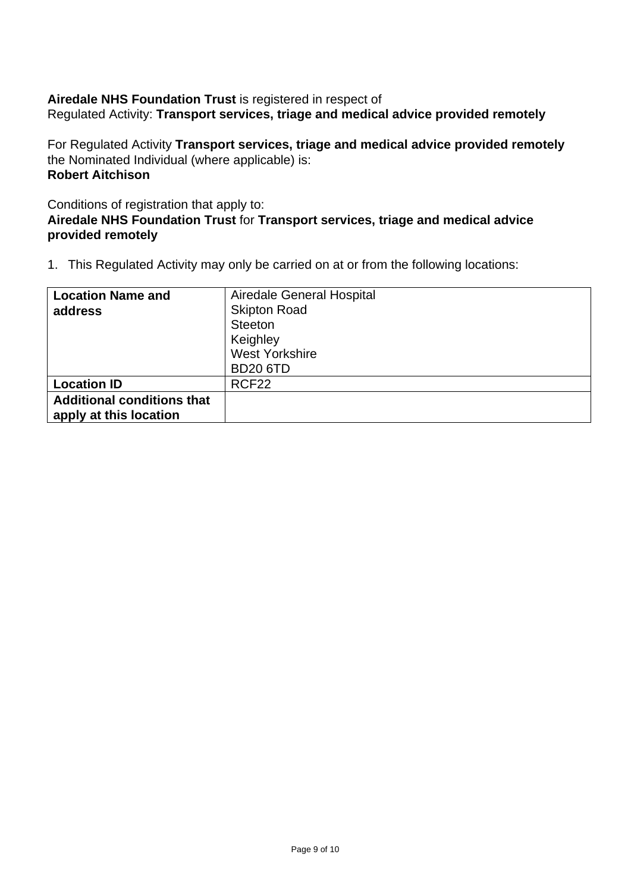**Airedale NHS Foundation Trust** is registered in respect of
Regulated Activity: **Transport services, triage and medical advice provided remotely**

For Regulated Activity **Transport services, triage and medical advice provided remotely** the Nominated Individual (where applicable) is:
**Robert Aitchison**

Conditions of registration that apply to:
**Airedale NHS Foundation Trust** for **Transport services, triage and medical advice provided remotely**

1. This Regulated Activity may only be carried on at or from the following locations:

| **Location Name and address** | Airedale General Hospital<br>Skipton Road<br>Steeton<br>Keighley<br>West Yorkshire<br>BD20 6TD |
|---|---|
| **Location ID** | RCF22 |
| **Additional conditions that apply at this location** | |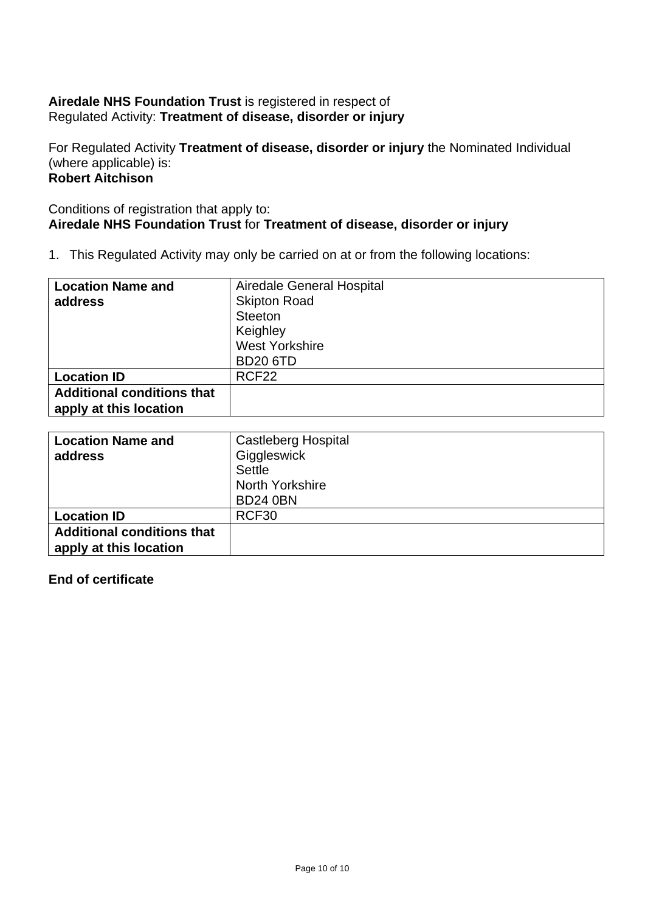**Airedale NHS Foundation Trust** is registered in respect of
Regulated Activity: **Treatment of disease, disorder or injury**

For Regulated Activity **Treatment of disease, disorder or injury** the Nominated Individual (where applicable) is:
**Robert Aitchison**

Conditions of registration that apply to:
**Airedale NHS Foundation Trust** for **Treatment of disease, disorder or injury**

1. This Regulated Activity may only be carried on at or from the following locations:

| | |
|---|---|
| **Location Name and address** | Airedale General Hospital<br>Skipton Road<br>Steeton<br>Keighley<br>West Yorkshire<br>BD20 6TD |
| **Location ID** | RCF22 |
| **Additional conditions that apply at this location** | |

| | |
|---|---|
| **Location Name and address** | Castleberg Hospital<br>Giggleswick<br>Settle<br>North Yorkshire<br>BD24 0BN |
| **Location ID** | RCF30 |
| **Additional conditions that apply at this location** | |

**End of certificate**